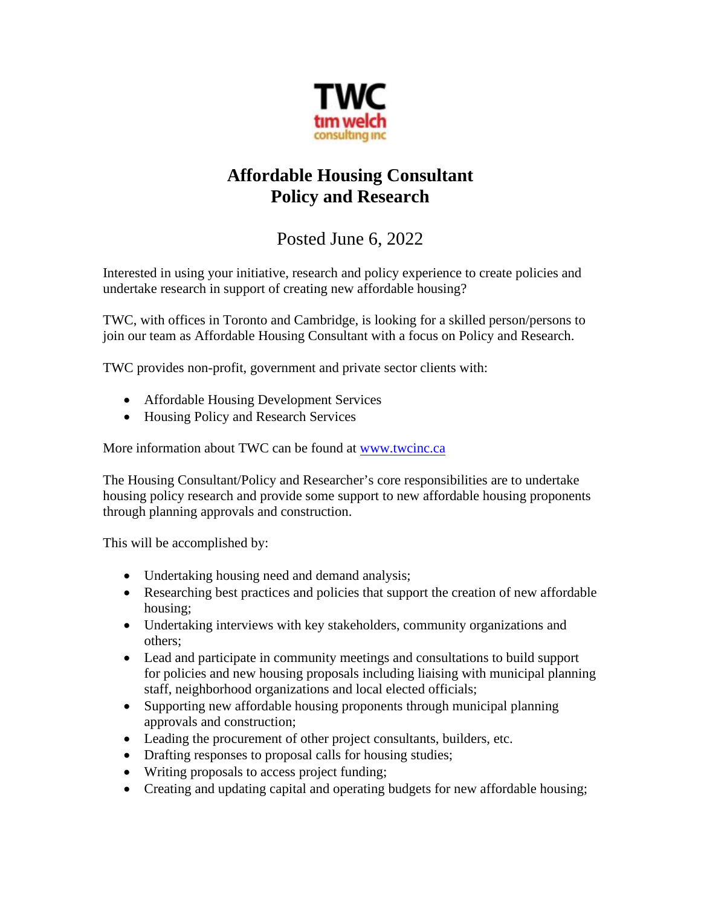TWC
tim welch
consulting inc

# Affordable Housing Consultant
# Policy and Research

Posted June 6, 2022

Interested in using your initiative, research and policy experience to create policies and undertake research in support of creating new affordable housing?

TWC, with offices in Toronto and Cambridge, is looking for a skilled person/persons to join our team as Affordable Housing Consultant with a focus on Policy and Research.

TWC provides non-profit, government and private sector clients with:

- Affordable Housing Development Services
- Housing Policy and Research Services

More information about TWC can be found at [www.twcinc.ca](http://www.twcinc.ca)

The Housing Consultant/Policy and Researcher's core responsibilities are to undertake housing policy research and provide some support to new affordable housing proponents through planning approvals and construction.

This will be accomplished by:

- Undertaking housing need and demand analysis;
- Researching best practices and policies that support the creation of new affordable housing;
- Undertaking interviews with key stakeholders, community organizations and others;
- Lead and participate in community meetings and consultations to build support for policies and new housing proposals including liaising with municipal planning staff, neighborhood organizations and local elected officials;
- Supporting new affordable housing proponents through municipal planning approvals and construction;
- Leading the procurement of other project consultants, builders, etc.
- Drafting responses to proposal calls for housing studies;
- Writing proposals to access project funding;
- Creating and updating capital and operating budgets for new affordable housing;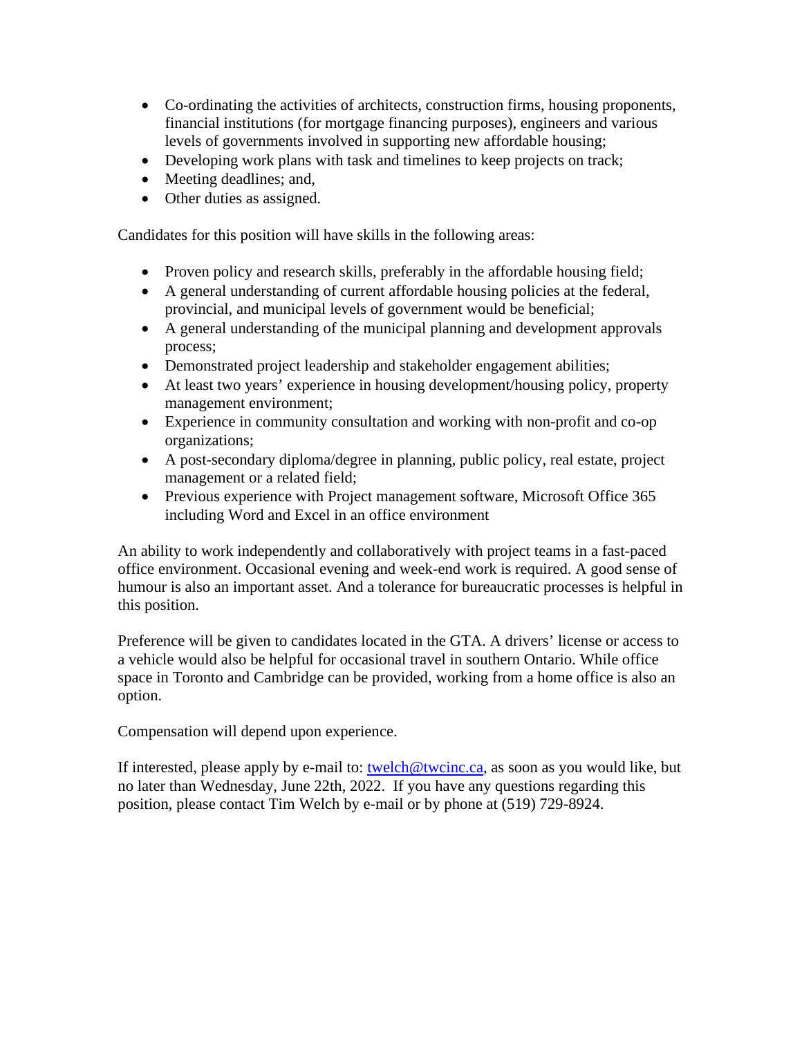- Co-ordinating the activities of architects, construction firms, housing proponents, financial institutions (for mortgage financing purposes), engineers and various levels of governments involved in supporting new affordable housing;
- Developing work plans with task and timelines to keep projects on track;
- Meeting deadlines; and,
- Other duties as assigned.

Candidates for this position will have skills in the following areas:

- Proven policy and research skills, preferably in the affordable housing field;
- A general understanding of current affordable housing policies at the federal, provincial, and municipal levels of government would be beneficial;
- A general understanding of the municipal planning and development approvals process;
- Demonstrated project leadership and stakeholder engagement abilities;
- At least two years' experience in housing development/housing policy, property management environment;
- Experience in community consultation and working with non-profit and co-op organizations;
- A post-secondary diploma/degree in planning, public policy, real estate, project management or a related field;
- Previous experience with Project management software, Microsoft Office 365 including Word and Excel in an office environment

An ability to work independently and collaboratively with project teams in a fast-paced office environment. Occasional evening and week-end work is required. A good sense of humour is also an important asset. And a tolerance for bureaucratic processes is helpful in this position.

Preference will be given to candidates located in the GTA. A drivers' license or access to a vehicle would also be helpful for occasional travel in southern Ontario. While office space in Toronto and Cambridge can be provided, working from a home office is also an option.

Compensation will depend upon experience.

If interested, please apply by e-mail to: [twelch@twcinc.ca](mailto:twelch@twcinc.ca), as soon as you would like, but no later than Wednesday, June 22th, 2022. If you have any questions regarding this position, please contact Tim Welch by e-mail or by phone at (519) 729-8924.